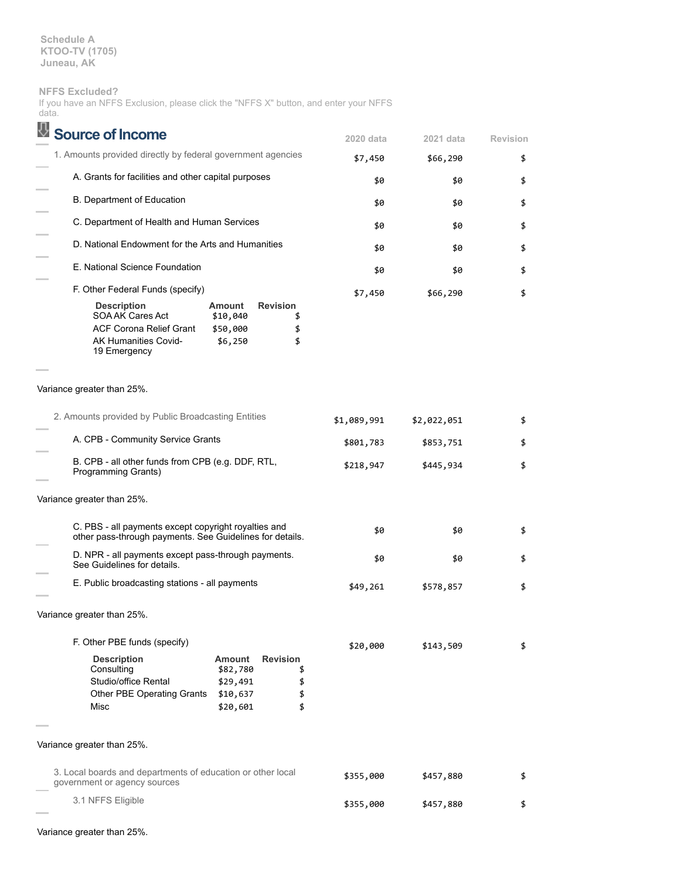Schedule A
KTOO-TV (1705)
Juneau, AK

**NFFS Excluded?**

If you have an NFFS Exclusion, please click the "NFFS X" button, and enter your NFFS data.

## Source of Income

| | 2020 data | 2021 data | Revision |
|---|---|---|---|
| 1. Amounts provided directly by federal government agencies | $7,450 | $66,290 | $ |
| A. Grants for facilities and other capital purposes | $0 | $0 | $ |
| B. Department of Education | $0 | $0 | $ |
| C. Department of Health and Human Services | $0 | $0 | $ |
| D. National Endowment for the Arts and Humanities | $0 | $0 | $ |
| E. National Science Foundation | $0 | $0 | $ |
| F. Other Federal Funds (specify) | $7,450 | $66,290 | $ |

| Description | Amount | Revision |
|---|---|---|
| SOA AK Cares Act | $10,040 | $ |
| ACF Corona Relief Grant | $50,000 | $ |
| AK Humanities Covid-19 Emergency | $6,250 | $ |

Variance greater than 25%.

| | 2020 data | 2021 data | Revision |
|---|---|---|---|
| 2. Amounts provided by Public Broadcasting Entities | $1,089,991 | $2,022,051 | $ |
| A. CPB - Community Service Grants | $801,783 | $853,751 | $ |
| B. CPB - all other funds from CPB (e.g. DDF, RTL, Programming Grants) | $218,947 | $445,934 | $ |

Variance greater than 25%.

| | 2020 data | 2021 data | Revision |
|---|---|---|---|
| C. PBS - all payments except copyright royalties and other pass-through payments. See Guidelines for details. | $0 | $0 | $ |
| D. NPR - all payments except pass-through payments. See Guidelines for details. | $0 | $0 | $ |
| E. Public broadcasting stations - all payments | $49,261 | $578,857 | $ |

Variance greater than 25%.

| | 2020 data | 2021 data | Revision |
|---|---|---|---|
| F. Other PBE funds (specify) | $20,000 | $143,509 | $ |

| Description | Amount | Revision |
|---|---|---|
| Consulting | $82,780 | $ |
| Studio/office Rental | $29,491 | $ |
| Other PBE Operating Grants | $10,637 | $ |
| Misc | $20,601 | $ |

Variance greater than 25%.

| | 2020 data | 2021 data | Revision |
|---|---|---|---|
| 3. Local boards and departments of education or other local government or agency sources | $355,000 | $457,880 | $ |
| 3.1 NFFS Eligible | $355,000 | $457,880 | $ |

Variance greater than 25%.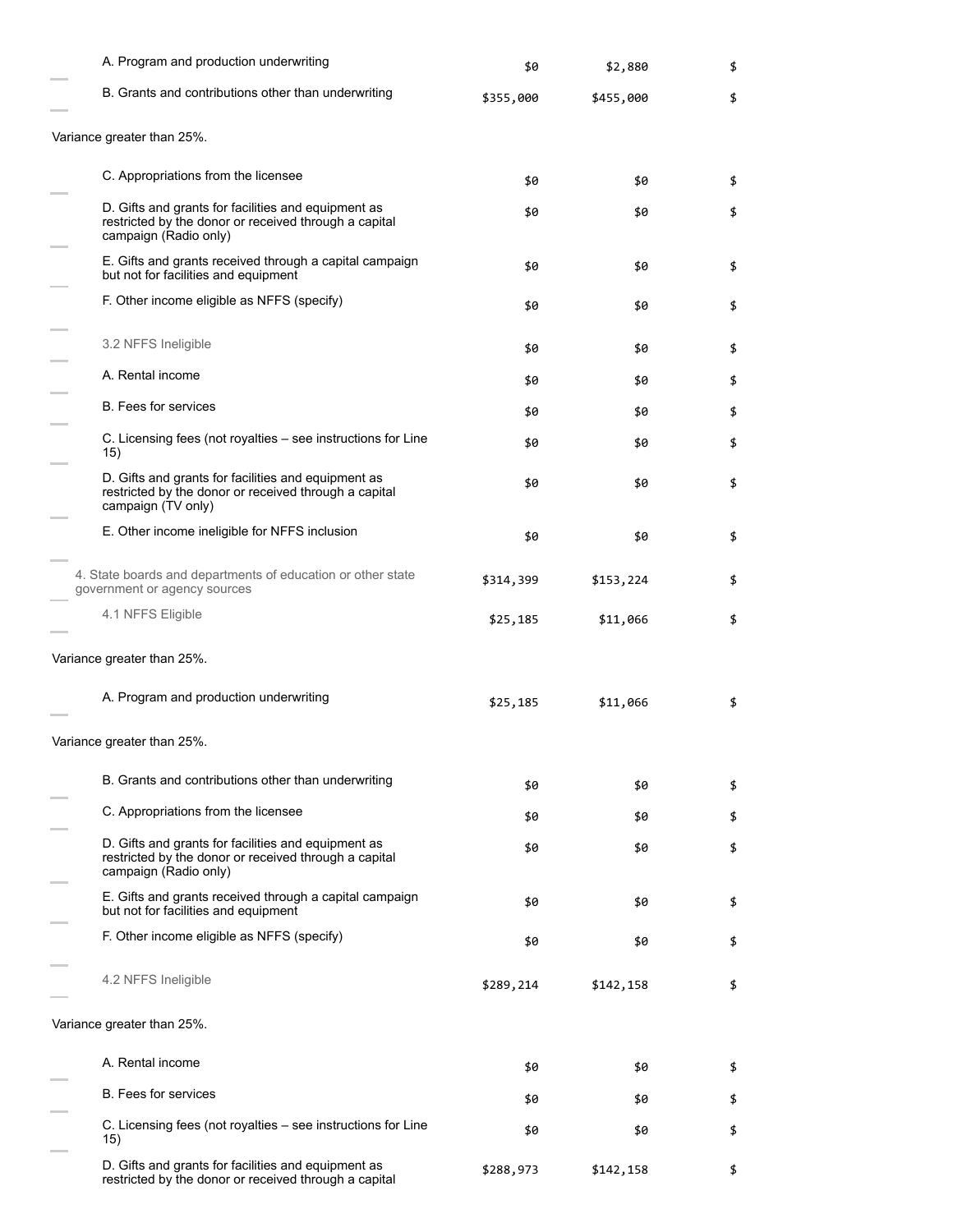| | | | |
|---|---|---|---|
| A. Program and production underwriting | $0 | $2,880 | $ |
| B. Grants and contributions other than underwriting | $355,000 | $455,000 | $ |
| Variance greater than 25%. | | | |
| C. Appropriations from the licensee | $0 | $0 | $ |
| D. Gifts and grants for facilities and equipment as restricted by the donor or received through a capital campaign (Radio only) | $0 | $0 | $ |
| E. Gifts and grants received through a capital campaign but not for facilities and equipment | $0 | $0 | $ |
| F. Other income eligible as NFFS (specify) | $0 | $0 | $ |
| 3.2 NFFS Ineligible | $0 | $0 | $ |
| A. Rental income | $0 | $0 | $ |
| B. Fees for services | $0 | $0 | $ |
| C. Licensing fees (not royalties – see instructions for Line 15) | $0 | $0 | $ |
| D. Gifts and grants for facilities and equipment as restricted by the donor or received through a capital campaign (TV only) | $0 | $0 | $ |
| E. Other income ineligible for NFFS inclusion | $0 | $0 | $ |
| 4. State boards and departments of education or other state government or agency sources | $314,399 | $153,224 | $ |
| 4.1 NFFS Eligible | $25,185 | $11,066 | $ |
| Variance greater than 25%. | | | |
| A. Program and production underwriting | $25,185 | $11,066 | $ |
| Variance greater than 25%. | | | |
| B. Grants and contributions other than underwriting | $0 | $0 | $ |
| C. Appropriations from the licensee | $0 | $0 | $ |
| D. Gifts and grants for facilities and equipment as restricted by the donor or received through a capital campaign (Radio only) | $0 | $0 | $ |
| E. Gifts and grants received through a capital campaign but not for facilities and equipment | $0 | $0 | $ |
| F. Other income eligible as NFFS (specify) | $0 | $0 | $ |
| 4.2 NFFS Ineligible | $289,214 | $142,158 | $ |
| Variance greater than 25%. | | | |
| A. Rental income | $0 | $0 | $ |
| B. Fees for services | $0 | $0 | $ |
| C. Licensing fees (not royalties – see instructions for Line 15) | $0 | $0 | $ |
| D. Gifts and grants for facilities and equipment as restricted by the donor or received through a capital | $288,973 | $142,158 | $ |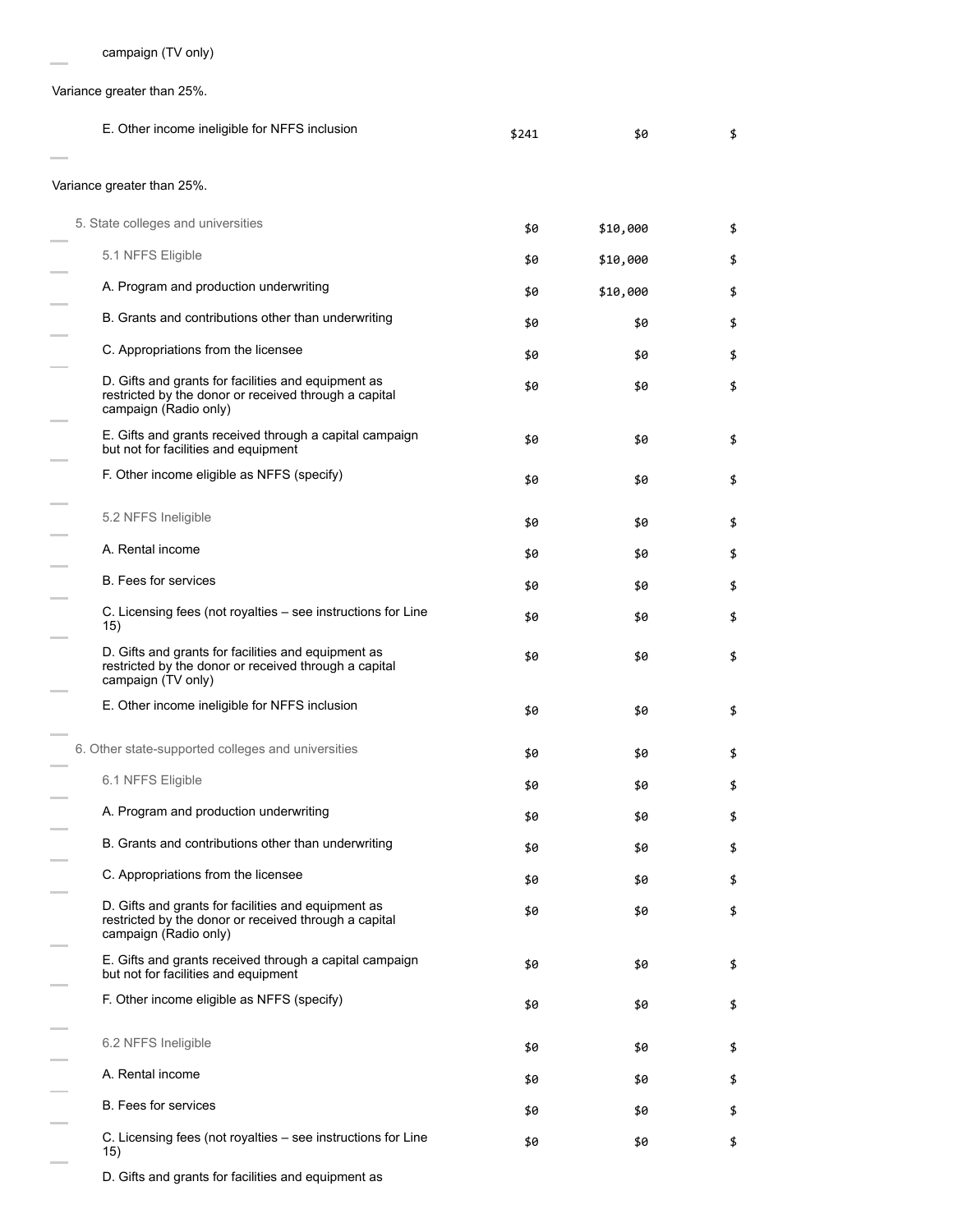| | | | |
|---|---|---|---|
| campaign (TV only) | | | |

Variance greater than 25%.

| | | | |
|---|---|---|---|
| E. Other income ineligible for NFFS inclusion | $241 | $0 | $ |

Variance greater than 25%.

| | | | |
|---|---|---|---|
| 5. State colleges and universities | $0 | $10,000 | $ |
| 5.1 NFFS Eligible | $0 | $10,000 | $ |
| A. Program and production underwriting | $0 | $10,000 | $ |
| B. Grants and contributions other than underwriting | $0 | $0 | $ |
| C. Appropriations from the licensee | $0 | $0 | $ |
| D. Gifts and grants for facilities and equipment as restricted by the donor or received through a capital campaign (Radio only) | $0 | $0 | $ |
| E. Gifts and grants received through a capital campaign but not for facilities and equipment | $0 | $0 | $ |
| F. Other income eligible as NFFS (specify) | $0 | $0 | $ |
| 5.2 NFFS Ineligible | $0 | $0 | $ |
| A. Rental income | $0 | $0 | $ |
| B. Fees for services | $0 | $0 | $ |
| C. Licensing fees (not royalties – see instructions for Line 15) | $0 | $0 | $ |
| D. Gifts and grants for facilities and equipment as restricted by the donor or received through a capital campaign (TV only) | $0 | $0 | $ |
| E. Other income ineligible for NFFS inclusion | $0 | $0 | $ |
| 6. Other state-supported colleges and universities | $0 | $0 | $ |
| 6.1 NFFS Eligible | $0 | $0 | $ |
| A. Program and production underwriting | $0 | $0 | $ |
| B. Grants and contributions other than underwriting | $0 | $0 | $ |
| C. Appropriations from the licensee | $0 | $0 | $ |
| D. Gifts and grants for facilities and equipment as restricted by the donor or received through a capital campaign (Radio only) | $0 | $0 | $ |
| E. Gifts and grants received through a capital campaign but not for facilities and equipment | $0 | $0 | $ |
| F. Other income eligible as NFFS (specify) | $0 | $0 | $ |
| 6.2 NFFS Ineligible | $0 | $0 | $ |
| A. Rental income | $0 | $0 | $ |
| B. Fees for services | $0 | $0 | $ |
| C. Licensing fees (not royalties – see instructions for Line 15) | $0 | $0 | $ |
| D. Gifts and grants for facilities and equipment as | | | |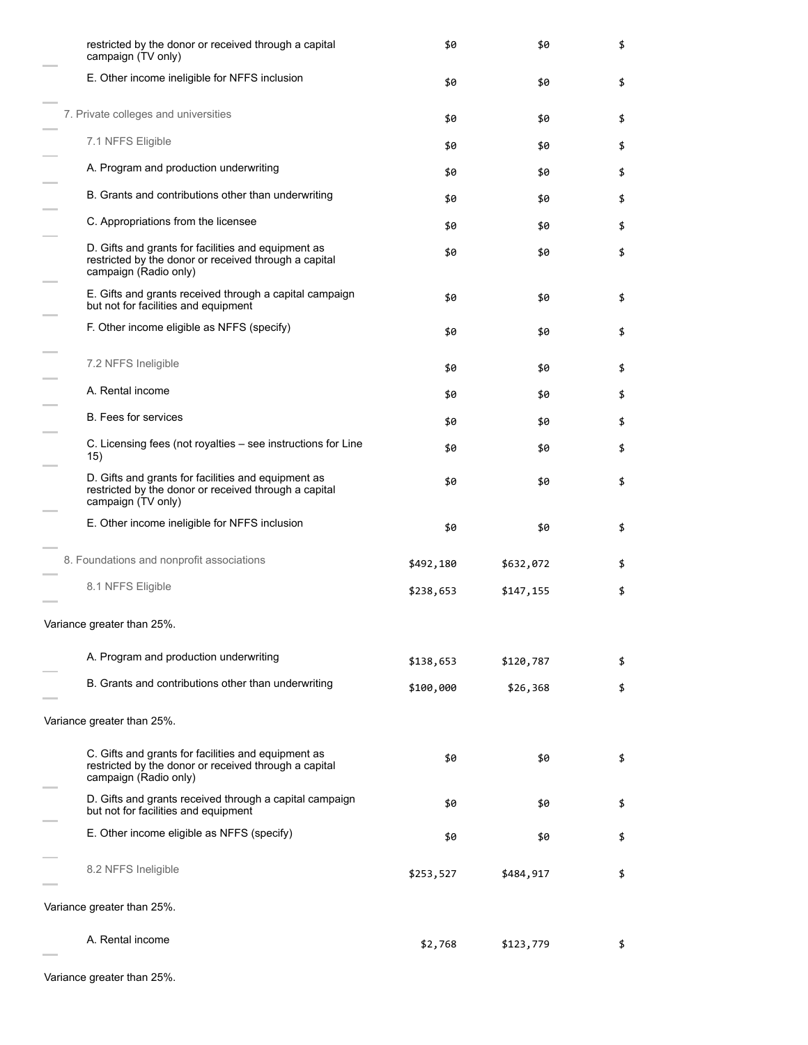| | | | |
|---|---|---|---|
| restricted by the donor or received through a capital campaign (TV only) | $0 | $0 | $ |
| E. Other income ineligible for NFFS inclusion | $0 | $0 | $ |
| 7. Private colleges and universities | $0 | $0 | $ |
| 7.1 NFFS Eligible | $0 | $0 | $ |
| A. Program and production underwriting | $0 | $0 | $ |
| B. Grants and contributions other than underwriting | $0 | $0 | $ |
| C. Appropriations from the licensee | $0 | $0 | $ |
| D. Gifts and grants for facilities and equipment as restricted by the donor or received through a capital campaign (Radio only) | $0 | $0 | $ |
| E. Gifts and grants received through a capital campaign but not for facilities and equipment | $0 | $0 | $ |
| F. Other income eligible as NFFS (specify) | $0 | $0 | $ |
| 7.2 NFFS Ineligible | $0 | $0 | $ |
| A. Rental income | $0 | $0 | $ |
| B. Fees for services | $0 | $0 | $ |
| C. Licensing fees (not royalties – see instructions for Line 15) | $0 | $0 | $ |
| D. Gifts and grants for facilities and equipment as restricted by the donor or received through a capital campaign (TV only) | $0 | $0 | $ |
| E. Other income ineligible for NFFS inclusion | $0 | $0 | $ |
| 8. Foundations and nonprofit associations | $492,180 | $632,072 | $ |
| 8.1 NFFS Eligible | $238,653 | $147,155 | $ |
| Variance greater than 25%. | | | |
| A. Program and production underwriting | $138,653 | $120,787 | $ |
| B. Grants and contributions other than underwriting | $100,000 | $26,368 | $ |
| Variance greater than 25%. | | | |
| C. Gifts and grants for facilities and equipment as restricted by the donor or received through a capital campaign (Radio only) | $0 | $0 | $ |
| D. Gifts and grants received through a capital campaign but not for facilities and equipment | $0 | $0 | $ |
| E. Other income eligible as NFFS (specify) | $0 | $0 | $ |
| 8.2 NFFS Ineligible | $253,527 | $484,917 | $ |
| Variance greater than 25%. | | | |
| A. Rental income | $2,768 | $123,779 | $ |
| Variance greater than 25%. | | | |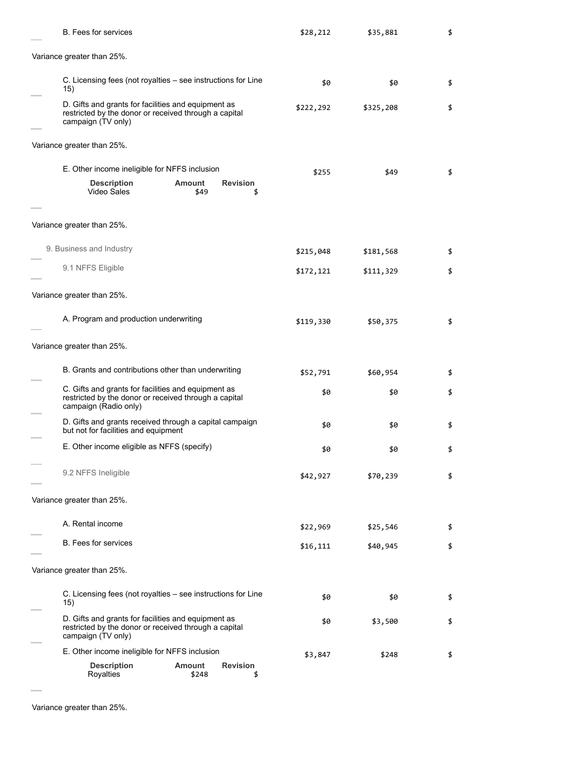| Line | Prior Year | Current Year | Revision |
|---|---|---|---|
| B. Fees for services | $28,212 | $35,881 | $ |

Variance greater than 25%.

| Line | Prior Year | Current Year | Revision |
|---|---|---|---|
| C. Licensing fees (not royalties – see instructions for Line 15) | $0 | $0 | $ |
| D. Gifts and grants for facilities and equipment as restricted by the donor or received through a capital campaign (TV only) | $222,292 | $325,208 | $ |

Variance greater than 25%.

| Line | Prior Year | Current Year | Revision |
|---|---|---|---|
| E. Other income ineligible for NFFS inclusion | $255 | $49 | $ |

| Description | Amount | Revision |
|---|---|---|
| Video Sales | $49 | $ |

Variance greater than 25%.

| Line | Prior Year | Current Year | Revision |
|---|---|---|---|
| 9. Business and Industry | $215,048 | $181,568 | $ |
| 9.1 NFFS Eligible | $172,121 | $111,329 | $ |

Variance greater than 25%.

| Line | Prior Year | Current Year | Revision |
|---|---|---|---|
| A. Program and production underwriting | $119,330 | $50,375 | $ |

Variance greater than 25%.

| Line | Prior Year | Current Year | Revision |
|---|---|---|---|
| B. Grants and contributions other than underwriting | $52,791 | $60,954 | $ |
| C. Gifts and grants for facilities and equipment as restricted by the donor or received through a capital campaign (Radio only) | $0 | $0 | $ |
| D. Gifts and grants received through a capital campaign but not for facilities and equipment | $0 | $0 | $ |
| E. Other income eligible as NFFS (specify) | $0 | $0 | $ |
| 9.2 NFFS Ineligible | $42,927 | $70,239 | $ |

Variance greater than 25%.

| Line | Prior Year | Current Year | Revision |
|---|---|---|---|
| A. Rental income | $22,969 | $25,546 | $ |
| B. Fees for services | $16,111 | $40,945 | $ |

Variance greater than 25%.

| Line | Prior Year | Current Year | Revision |
|---|---|---|---|
| C. Licensing fees (not royalties – see instructions for Line 15) | $0 | $0 | $ |
| D. Gifts and grants for facilities and equipment as restricted by the donor or received through a capital campaign (TV only) | $0 | $3,500 | $ |
| E. Other income ineligible for NFFS inclusion | $3,847 | $248 | $ |

| Description | Amount | Revision |
|---|---|---|
| Royalties | $248 | $ |

Variance greater than 25%.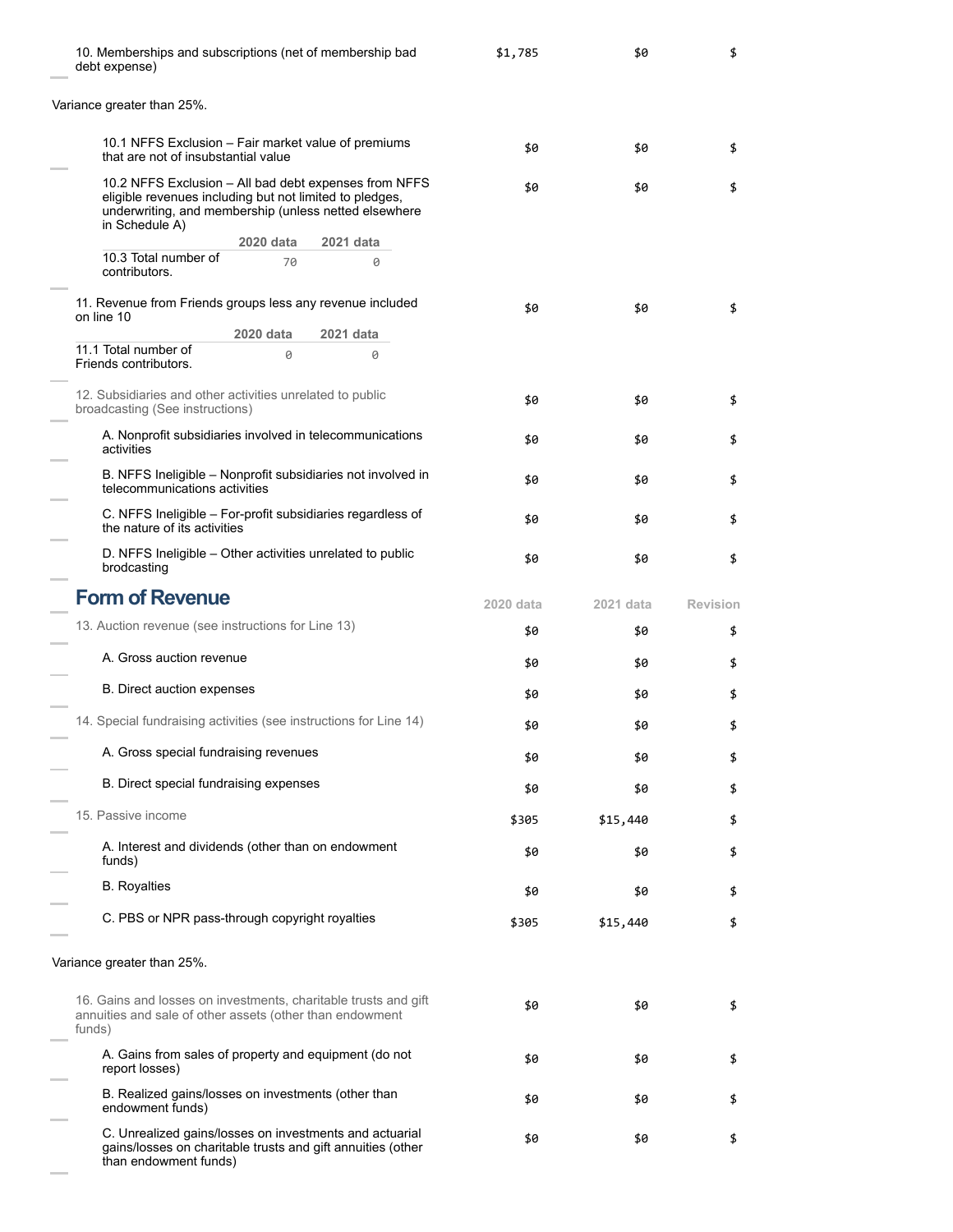| | 2020 data | 2021 data | Revision |
|---|---|---|---|
| 10. Memberships and subscriptions (net of membership bad debt expense) | $1,785 | $0 | $ |

Variance greater than 25%.

| | 2020 data | 2021 data | Revision |
|---|---|---|---|
| 10.1 NFFS Exclusion – Fair market value of premiums that are not of insubstantial value | $0 | $0 | $ |
| 10.2 NFFS Exclusion – All bad debt expenses from NFFS eligible revenues including but not limited to pledges, underwriting, and membership (unless netted elsewhere in Schedule A) | $0 | $0 | $ |

| | 2020 data | 2021 data |
|---|---|---|
| 10.3 Total number of contributors. | 70 | 0 |

| | 2020 data | 2021 data | Revision |
|---|---|---|---|
| 11. Revenue from Friends groups less any revenue included on line 10 | $0 | $0 | $ |

| | 2020 data | 2021 data |
|---|---|---|
| 11.1 Total number of Friends contributors. | 0 | 0 |

| | 2020 data | 2021 data | Revision |
|---|---|---|---|
| 12. Subsidiaries and other activities unrelated to public broadcasting (See instructions) | $0 | $0 | $ |
| A. Nonprofit subsidiaries involved in telecommunications activities | $0 | $0 | $ |
| B. NFFS Ineligible – Nonprofit subsidiaries not involved in telecommunications activities | $0 | $0 | $ |
| C. NFFS Ineligible – For-profit subsidiaries regardless of the nature of its activities | $0 | $0 | $ |
| D. NFFS Ineligible – Other activities unrelated to public brodcasting | $0 | $0 | $ |

## Form of Revenue

| | 2020 data | 2021 data | Revision |
|---|---|---|---|
| 13. Auction revenue (see instructions for Line 13) | $0 | $0 | $ |
| A. Gross auction revenue | $0 | $0 | $ |
| B. Direct auction expenses | $0 | $0 | $ |
| 14. Special fundraising activities (see instructions for Line 14) | $0 | $0 | $ |
| A. Gross special fundraising revenues | $0 | $0 | $ |
| B. Direct special fundraising expenses | $0 | $0 | $ |
| 15. Passive income | $305 | $15,440 | $ |
| A. Interest and dividends (other than on endowment funds) | $0 | $0 | $ |
| B. Royalties | $0 | $0 | $ |
| C. PBS or NPR pass-through copyright royalties | $305 | $15,440 | $ |

Variance greater than 25%.

| | 2020 data | 2021 data | Revision |
|---|---|---|---|
| 16. Gains and losses on investments, charitable trusts and gift annuities and sale of other assets (other than endowment funds) | $0 | $0 | $ |
| A. Gains from sales of property and equipment (do not report losses) | $0 | $0 | $ |
| B. Realized gains/losses on investments (other than endowment funds) | $0 | $0 | $ |
| C. Unrealized gains/losses on investments and actuarial gains/losses on charitable trusts and gift annuities (other than endowment funds) | $0 | $0 | $ |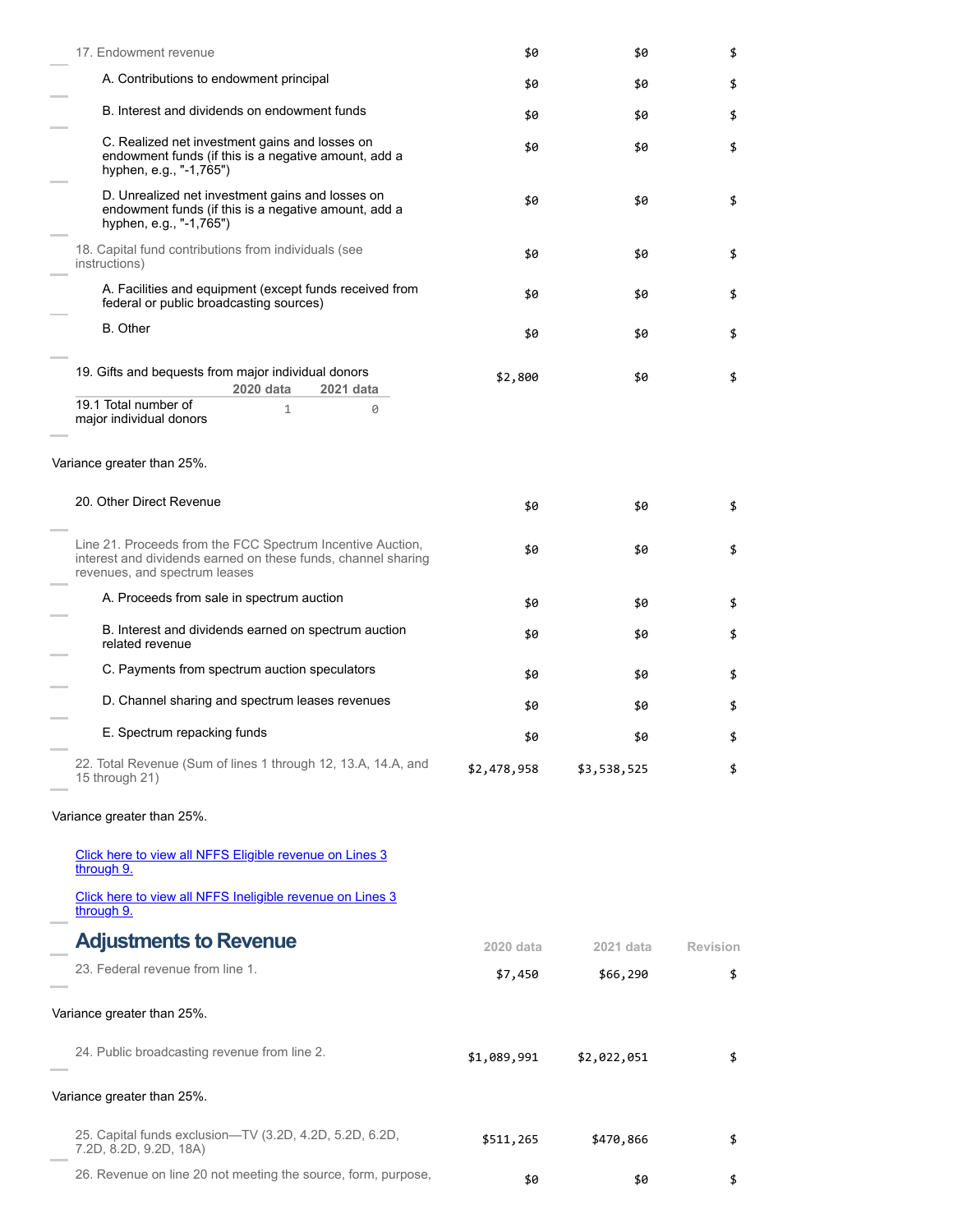| | 2020 data | 2021 data | Revision |
|---|---|---|---|
| 17. Endowment revenue | $0 | $0 | $ |
| A. Contributions to endowment principal | $0 | $0 | $ |
| B. Interest and dividends on endowment funds | $0 | $0 | $ |
| C. Realized net investment gains and losses on endowment funds (if this is a negative amount, add a hyphen, e.g., "-1,765") | $0 | $0 | $ |
| D. Unrealized net investment gains and losses on endowment funds (if this is a negative amount, add a hyphen, e.g., "-1,765") | $0 | $0 | $ |
| 18. Capital fund contributions from individuals (see instructions) | $0 | $0 | $ |
| A. Facilities and equipment (except funds received from federal or public broadcasting sources) | $0 | $0 | $ |
| B. Other | $0 | $0 | $ |
| 19. Gifts and bequests from major individual donors | $2,800 | $0 | $ |

| | 2020 data | 2021 data |
|---|---|---|
| 19.1 Total number of major individual donors | 1 | 0 |

Variance greater than 25%.

| | 2020 data | 2021 data | Revision |
|---|---|---|---|
| 20. Other Direct Revenue | $0 | $0 | $ |
| Line 21. Proceeds from the FCC Spectrum Incentive Auction, interest and dividends earned on these funds, channel sharing revenues, and spectrum leases | $0 | $0 | $ |
| A. Proceeds from sale in spectrum auction | $0 | $0 | $ |
| B. Interest and dividends earned on spectrum auction related revenue | $0 | $0 | $ |
| C. Payments from spectrum auction speculators | $0 | $0 | $ |
| D. Channel sharing and spectrum leases revenues | $0 | $0 | $ |
| E. Spectrum repacking funds | $0 | $0 | $ |
| 22. Total Revenue (Sum of lines 1 through 12, 13.A, 14.A, and 15 through 21) | $2,478,958 | $3,538,525 | $ |

Variance greater than 25%.

[Click here to view all NFFS Eligible revenue on Lines 3 through 9.]

[Click here to view all NFFS Ineligible revenue on Lines 3 through 9.]

## Adjustments to Revenue

| | 2020 data | 2021 data | Revision |
|---|---|---|---|
| 23. Federal revenue from line 1. | $7,450 | $66,290 | $ |

Variance greater than 25%.

| | 2020 data | 2021 data | Revision |
|---|---|---|---|
| 24. Public broadcasting revenue from line 2. | $1,089,991 | $2,022,051 | $ |

Variance greater than 25%.

| | 2020 data | 2021 data | Revision |
|---|---|---|---|
| 25. Capital funds exclusion—TV (3.2D, 4.2D, 5.2D, 6.2D, 7.2D, 8.2D, 9.2D, 18A) | $511,265 | $470,866 | $ |
| 26. Revenue on line 20 not meeting the source, form, purpose, | $0 | $0 | $ |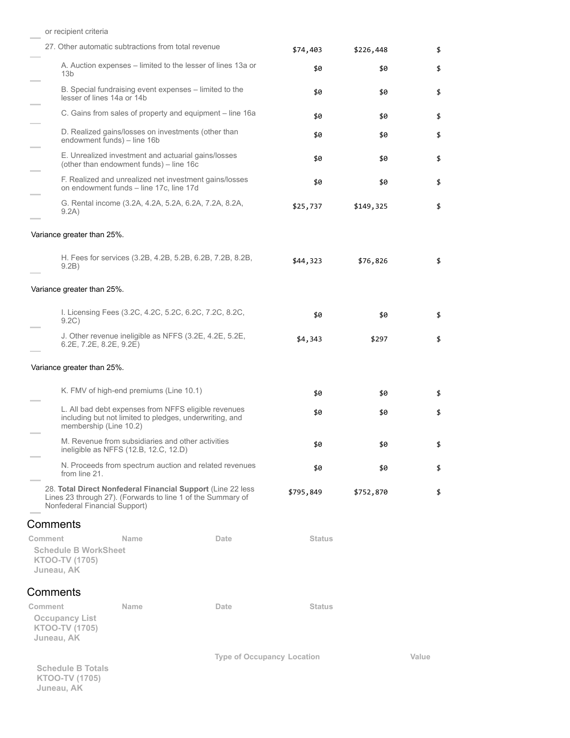or recipient criteria

| | | | |
|---|---|---|---|
| 27. Other automatic subtractions from total revenue | $74,403 | $226,448 | $ |
| A. Auction expenses – limited to the lesser of lines 13a or 13b | $0 | $0 | $ |
| B. Special fundraising event expenses – limited to the lesser of lines 14a or 14b | $0 | $0 | $ |
| C. Gains from sales of property and equipment – line 16a | $0 | $0 | $ |
| D. Realized gains/losses on investments (other than endowment funds) – line 16b | $0 | $0 | $ |
| E. Unrealized investment and actuarial gains/losses (other than endowment funds) – line 16c | $0 | $0 | $ |
| F. Realized and unrealized net investment gains/losses on endowment funds – line 17c, line 17d | $0 | $0 | $ |
| G. Rental income (3.2A, 4.2A, 5.2A, 6.2A, 7.2A, 8.2A, 9.2A) | $25,737 | $149,325 | $ |

Variance greater than 25%.

| | | | |
|---|---|---|---|
| H. Fees for services (3.2B, 4.2B, 5.2B, 6.2B, 7.2B, 8.2B, 9.2B) | $44,323 | $76,826 | $ |

Variance greater than 25%.

| | | | |
|---|---|---|---|
| I. Licensing Fees (3.2C, 4.2C, 5.2C, 6.2C, 7.2C, 8.2C, 9.2C) | $0 | $0 | $ |
| J. Other revenue ineligible as NFFS (3.2E, 4.2E, 5.2E, 6.2E, 7.2E, 8.2E, 9.2E) | $4,343 | $297 | $ |

Variance greater than 25%.

| | | | |
|---|---|---|---|
| K. FMV of high-end premiums (Line 10.1) | $0 | $0 | $ |
| L. All bad debt expenses from NFFS eligible revenues including but not limited to pledges, underwriting, and membership (Line 10.2) | $0 | $0 | $ |
| M. Revenue from subsidiaries and other activities ineligible as NFFS (12.B, 12.C, 12.D) | $0 | $0 | $ |
| N. Proceeds from spectrum auction and related revenues from line 21. | $0 | $0 | $ |
| 28. **Total Direct Nonfederal Financial Support** (Line 22 less Lines 23 through 27). (Forwards to line 1 of the Summary of Nonfederal Financial Support) | $795,849 | $752,870 | $ |

## Comments

| Comment | Name | Date | Status |
|---|---|---|---|

**Schedule B WorkSheet**
**KTOO-TV (1705)**
**Juneau, AK**

## Comments

| Comment | Name | Date | Status |
|---|---|---|---|

**Occupancy List**
**KTOO-TV (1705)**
**Juneau, AK**

| Type of Occupancy | Location | Value |
|---|---|---|

**Schedule B Totals**
**KTOO-TV (1705)**
**Juneau, AK**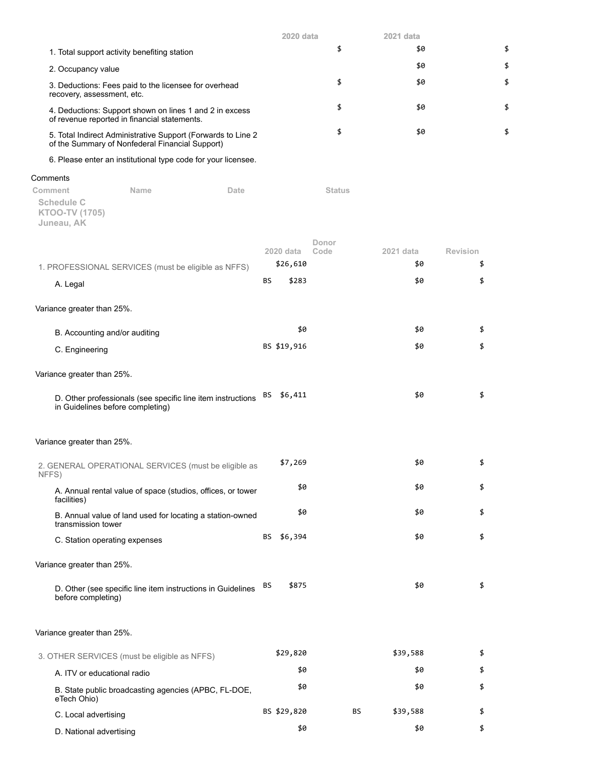| | 2020 data | 2021 data | |
|---|---|---|---|
| 1. Total support activity benefiting station | $ | $0 | $ |
| 2. Occupancy value | | $0 | $ |
| 3. Deductions: Fees paid to the licensee for overhead recovery, assessment, etc. | $ | $0 | $ |
| 4. Deductions: Support shown on lines 1 and 2 in excess of revenue reported in financial statements. | $ | $0 | $ |
| 5. Total Indirect Administrative Support (Forwards to Line 2 of the Summary of Nonfederal Financial Support) | $ | $0 | $ |
| 6. Please enter an institutional type code for your licensee. | | | |

Comments

| Comment | Name | Date | Status |
|---|---|---|---|

**Schedule C**
**KTOO-TV (1705)**
**Juneau, AK**

| | 2020 data | Donor Code | 2021 data | Revision |
|---|---|---|---|---|
| 1. PROFESSIONAL SERVICES (must be eligible as NFFS) | $26,610 | | $0 | $ |
| A. Legal | BS $283 | | $0 | $ |
| Variance greater than 25%. | | | | |
| B. Accounting and/or auditing | $0 | | $0 | $ |
| C. Engineering | BS $19,916 | | $0 | $ |
| Variance greater than 25%. | | | | |
| D. Other professionals (see specific line item instructions in Guidelines before completing) | BS $6,411 | | $0 | $ |
| Variance greater than 25%. | | | | |
| 2. GENERAL OPERATIONAL SERVICES (must be eligible as NFFS) | $7,269 | | $0 | $ |
| A. Annual rental value of space (studios, offices, or tower facilities) | $0 | | $0 | $ |
| B. Annual value of land used for locating a station-owned transmission tower | $0 | | $0 | $ |
| C. Station operating expenses | BS $6,394 | | $0 | $ |
| Variance greater than 25%. | | | | |
| D. Other (see specific line item instructions in Guidelines before completing) | BS $875 | | $0 | $ |
| Variance greater than 25%. | | | | |
| 3. OTHER SERVICES (must be eligible as NFFS) | $29,820 | | $39,588 | $ |
| A. ITV or educational radio | $0 | | $0 | $ |
| B. State public broadcasting agencies (APBC, FL-DOE, eTech Ohio) | $0 | | $0 | $ |
| C. Local advertising | BS $29,820 | BS | $39,588 | $ |
| D. National advertising | $0 | | $0 | $ |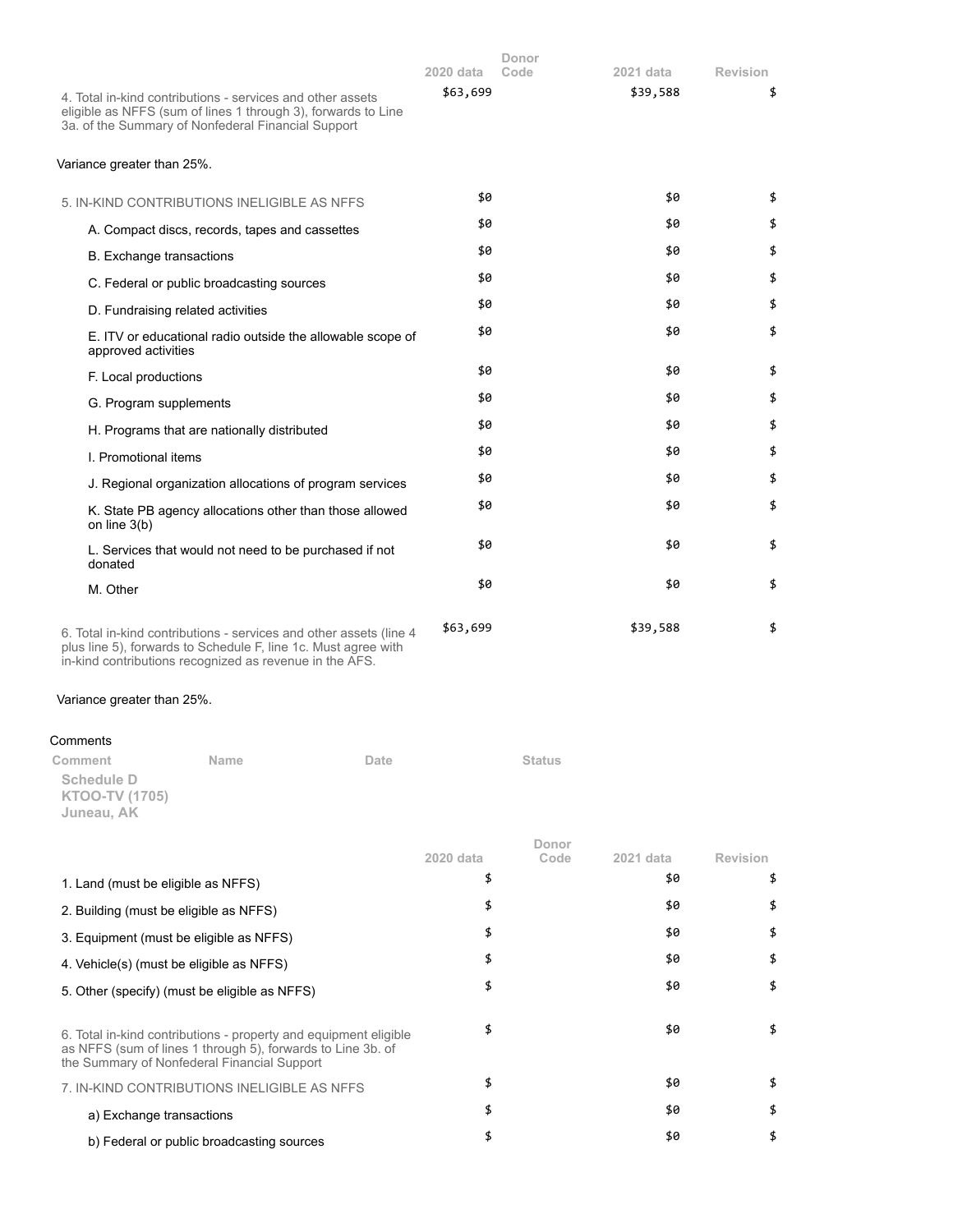| | 2020 data | Donor Code | 2021 data | Revision |
|---|---|---|---|---|
| 4. Total in-kind contributions - services and other assets eligible as NFFS (sum of lines 1 through 3), forwards to Line 3a. of the Summary of Nonfederal Financial Support | $63,699 | | $39,588 | $ |

Variance greater than 25%.

| | 2020 data | Donor Code | 2021 data | Revision |
|---|---|---|---|---|
| 5. IN-KIND CONTRIBUTIONS INELIGIBLE AS NFFS | $0 | | $0 | $ |
| A. Compact discs, records, tapes and cassettes | $0 | | $0 | $ |
| B. Exchange transactions | $0 | | $0 | $ |
| C. Federal or public broadcasting sources | $0 | | $0 | $ |
| D. Fundraising related activities | $0 | | $0 | $ |
| E. ITV or educational radio outside the allowable scope of approved activities | $0 | | $0 | $ |
| F. Local productions | $0 | | $0 | $ |
| G. Program supplements | $0 | | $0 | $ |
| H. Programs that are nationally distributed | $0 | | $0 | $ |
| I. Promotional items | $0 | | $0 | $ |
| J. Regional organization allocations of program services | $0 | | $0 | $ |
| K. State PB agency allocations other than those allowed on line 3(b) | $0 | | $0 | $ |
| L. Services that would not need to be purchased if not donated | $0 | | $0 | $ |
| M. Other | $0 | | $0 | $ |
| 6. Total in-kind contributions - services and other assets (line 4 plus line 5), forwards to Schedule F, line 1c. Must agree with in-kind contributions recognized as revenue in the AFS. | $63,699 | | $39,588 | $ |

Variance greater than 25%.

Comments

| Comment | Name | Date | Status |
|---|---|---|---|

**Schedule D**
**KTOO-TV (1705)**
**Juneau, AK**

| | 2020 data | Donor Code | 2021 data | Revision |
|---|---|---|---|---|
| 1. Land (must be eligible as NFFS) | $ | | $0 | $ |
| 2. Building (must be eligible as NFFS) | $ | | $0 | $ |
| 3. Equipment (must be eligible as NFFS) | $ | | $0 | $ |
| 4. Vehicle(s) (must be eligible as NFFS) | $ | | $0 | $ |
| 5. Other (specify) (must be eligible as NFFS) | $ | | $0 | $ |
| 6. Total in-kind contributions - property and equipment eligible as NFFS (sum of lines 1 through 5), forwards to Line 3b. of the Summary of Nonfederal Financial Support | $ | | $0 | $ |
| 7. IN-KIND CONTRIBUTIONS INELIGIBLE AS NFFS | $ | | $0 | $ |
| a) Exchange transactions | $ | | $0 | $ |
| b) Federal or public broadcasting sources | $ | | $0 | $ |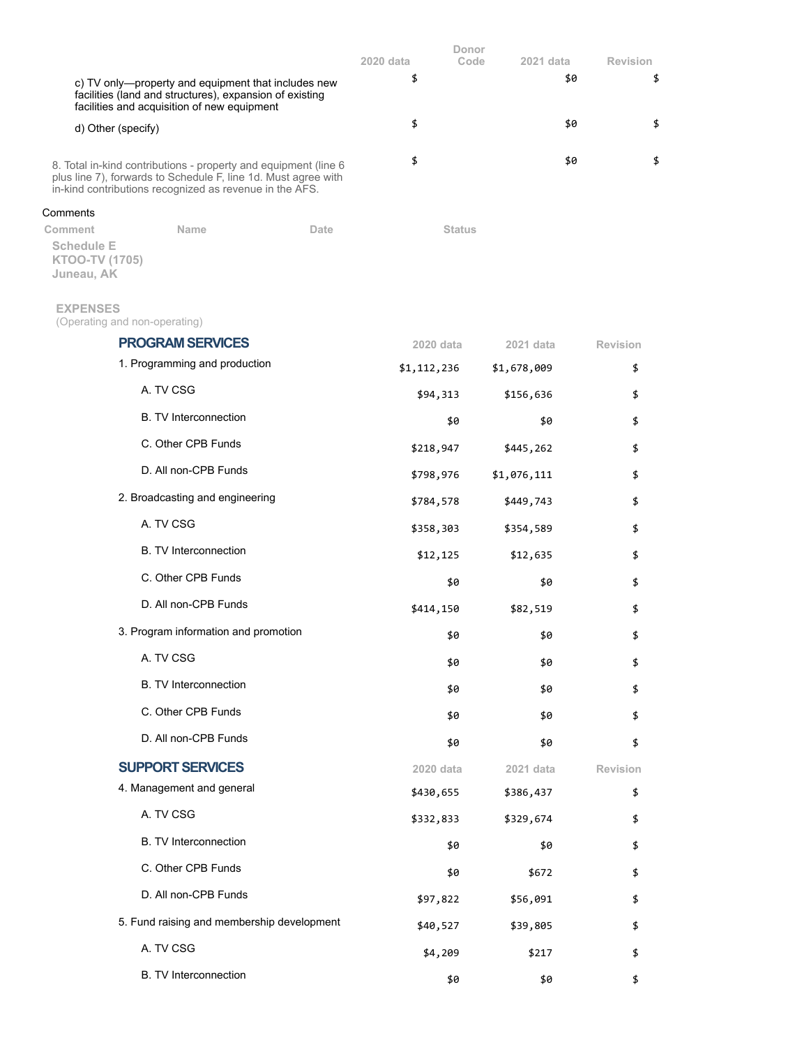| | 2020 data | Donor Code | 2021 data | Revision |
|---|---|---|---|---|
| c) TV only—property and equipment that includes new facilities (land and structures), expansion of existing facilities and acquisition of new equipment | $ | | $0 | $ |
| d) Other (specify) | $ | | $0 | $ |
| 8. Total in-kind contributions - property and equipment (line 6 plus line 7), forwards to Schedule F, line 1d. Must agree with in-kind contributions recognized as revenue in the AFS. | $ | | $0 | $ |

Comments

| Comment | Name | Date | Status |
|---|---|---|---|

## Schedule E
**KTOO-TV (1705)**
**Juneau, AK**

### EXPENSES
(Operating and non-operating)

| PROGRAM SERVICES | 2020 data | 2021 data | Revision |
|---|---|---|---|
| 1. Programming and production | $1,112,236 | $1,678,009 | $ |
| A. TV CSG | $94,313 | $156,636 | $ |
| B. TV Interconnection | $0 | $0 | $ |
| C. Other CPB Funds | $218,947 | $445,262 | $ |
| D. All non-CPB Funds | $798,976 | $1,076,111 | $ |
| 2. Broadcasting and engineering | $784,578 | $449,743 | $ |
| A. TV CSG | $358,303 | $354,589 | $ |
| B. TV Interconnection | $12,125 | $12,635 | $ |
| C. Other CPB Funds | $0 | $0 | $ |
| D. All non-CPB Funds | $414,150 | $82,519 | $ |
| 3. Program information and promotion | $0 | $0 | $ |
| A. TV CSG | $0 | $0 | $ |
| B. TV Interconnection | $0 | $0 | $ |
| C. Other CPB Funds | $0 | $0 | $ |
| D. All non-CPB Funds | $0 | $0 | $ |

| SUPPORT SERVICES | 2020 data | 2021 data | Revision |
|---|---|---|---|
| 4. Management and general | $430,655 | $386,437 | $ |
| A. TV CSG | $332,833 | $329,674 | $ |
| B. TV Interconnection | $0 | $0 | $ |
| C. Other CPB Funds | $0 | $672 | $ |
| D. All non-CPB Funds | $97,822 | $56,091 | $ |
| 5. Fund raising and membership development | $40,527 | $39,805 | $ |
| A. TV CSG | $4,209 | $217 | $ |
| B. TV Interconnection | $0 | $0 | $ |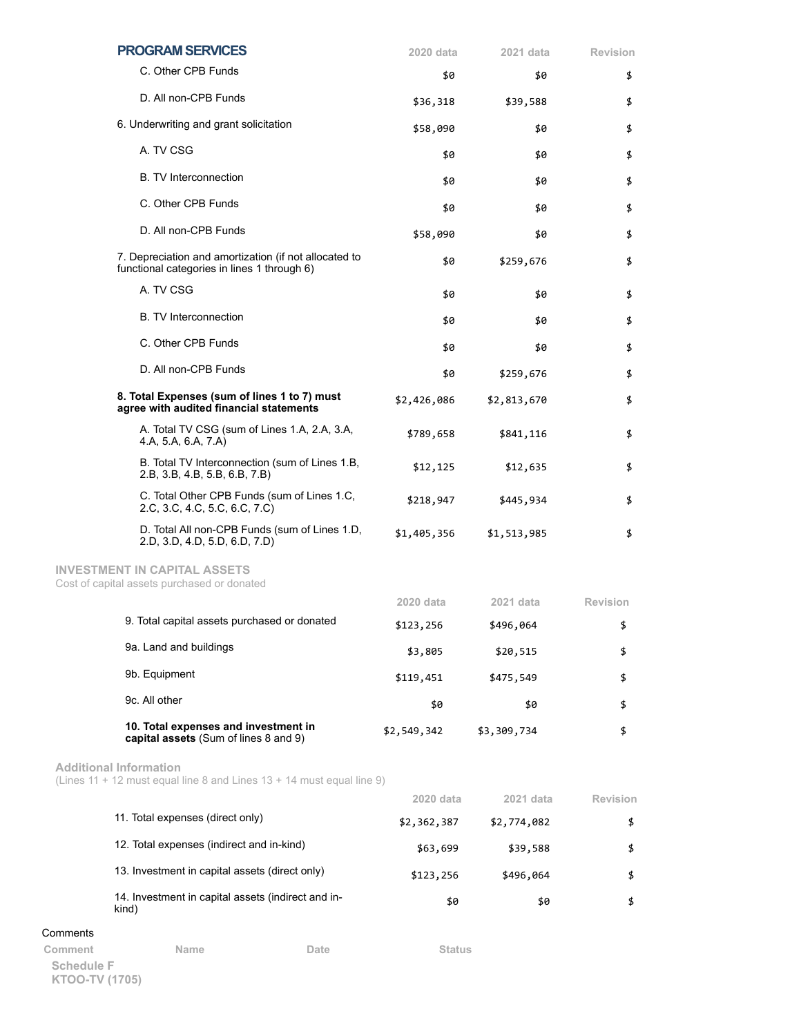## PROGRAM SERVICES

| PROGRAM SERVICES | 2020 data | 2021 data | Revision |
|---|---|---|---|
| C. Other CPB Funds | $0 | $0 | $ |
| D. All non-CPB Funds | $36,318 | $39,588 | $ |
| 6. Underwriting and grant solicitation | $58,090 | $0 | $ |
| A. TV CSG | $0 | $0 | $ |
| B. TV Interconnection | $0 | $0 | $ |
| C. Other CPB Funds | $0 | $0 | $ |
| D. All non-CPB Funds | $58,090 | $0 | $ |
| 7. Depreciation and amortization (if not allocated to functional categories in lines 1 through 6) | $0 | $259,676 | $ |
| A. TV CSG | $0 | $0 | $ |
| B. TV Interconnection | $0 | $0 | $ |
| C. Other CPB Funds | $0 | $0 | $ |
| D. All non-CPB Funds | $0 | $259,676 | $ |
| **8. Total Expenses (sum of lines 1 to 7) must agree with audited financial statements** | $2,426,086 | $2,813,670 | $ |
| A. Total TV CSG (sum of Lines 1.A, 2.A, 3.A, 4.A, 5.A, 6.A, 7.A) | $789,658 | $841,116 | $ |
| B. Total TV Interconnection (sum of Lines 1.B, 2.B, 3.B, 4.B, 5.B, 6.B, 7.B) | $12,125 | $12,635 | $ |
| C. Total Other CPB Funds (sum of Lines 1.C, 2.C, 3.C, 4.C, 5.C, 6.C, 7.C) | $218,947 | $445,934 | $ |
| D. Total All non-CPB Funds (sum of Lines 1.D, 2.D, 3.D, 4.D, 5.D, 6.D, 7.D) | $1,405,356 | $1,513,985 | $ |

## INVESTMENT IN CAPITAL ASSETS

Cost of capital assets purchased or donated

| | 2020 data | 2021 data | Revision |
|---|---|---|---|
| 9. Total capital assets purchased or donated | $123,256 | $496,064 | $ |
| 9a. Land and buildings | $3,805 | $20,515 | $ |
| 9b. Equipment | $119,451 | $475,549 | $ |
| 9c. All other | $0 | $0 | $ |
| **10. Total expenses and investment in capital assets** (Sum of lines 8 and 9) | $2,549,342 | $3,309,734 | $ |

## Additional Information

(Lines 11 + 12 must equal line 8 and Lines 13 + 14 must equal line 9)

| | 2020 data | 2021 data | Revision |
|---|---|---|---|
| 11. Total expenses (direct only) | $2,362,387 | $2,774,082 | $ |
| 12. Total expenses (indirect and in-kind) | $63,699 | $39,588 | $ |
| 13. Investment in capital assets (direct only) | $123,256 | $496,064 | $ |
| 14. Investment in capital assets (indirect and in-kind) | $0 | $0 | $ |

Comments

| Comment | Name | Date | Status |
|---|---|---|---|

Schedule F
KTOO-TV (1705)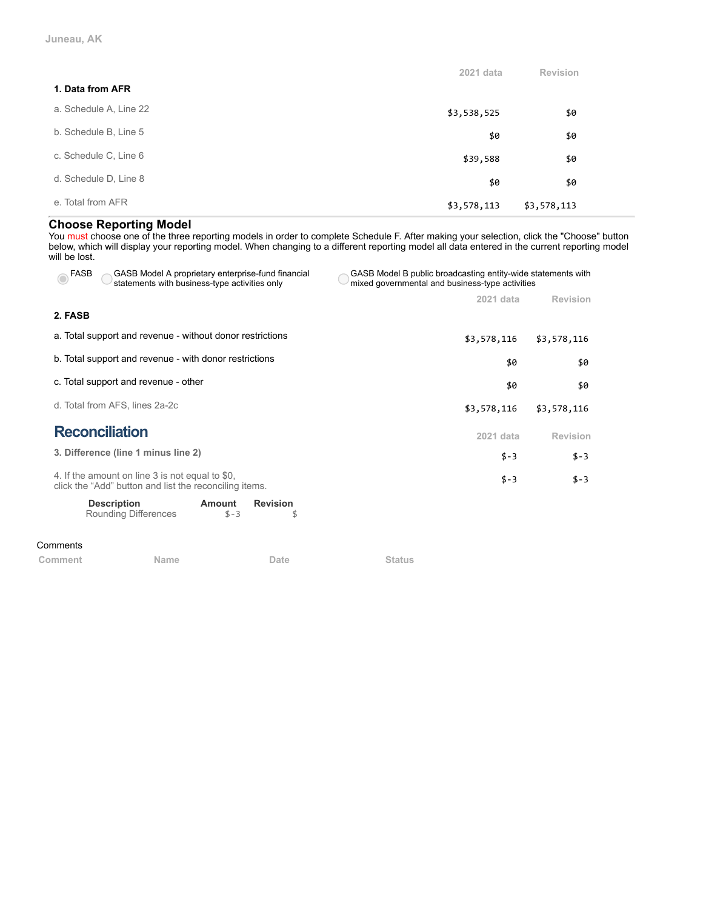Juneau, AK

| | 2021 data | Revision |
|---|---|---|
| **1. Data from AFR** | | |
| a. Schedule A, Line 22 | $3,538,525 | $0 |
| b. Schedule B, Line 5 | $0 | $0 |
| c. Schedule C, Line 6 | $39,588 | $0 |
| d. Schedule D, Line 8 | $0 | $0 |
| e. Total from AFR | $3,578,113 | $3,578,113 |

## Choose Reporting Model

You must choose one of the three reporting models in order to complete Schedule F. After making your selection, click the "Choose" button below, which will display your reporting model. When changing to a different reporting model all data entered in the current reporting model will be lost.

- (selected) FASB
- GASB Model A proprietary enterprise-fund financial statements with business-type activities only
- GASB Model B public broadcasting entity-wide statements with mixed governmental and business-type activities

| | 2021 data | Revision |
|---|---|---|
| **2. FASB** | | |
| a. Total support and revenue - without donor restrictions | $3,578,116 | $3,578,116 |
| b. Total support and revenue - with donor restrictions | $0 | $0 |
| c. Total support and revenue - other | $0 | $0 |
| d. Total from AFS, lines 2a-2c | $3,578,116 | $3,578,116 |

## Reconciliation

| | 2021 data | Revision |
|---|---|---|
| **3. Difference (line 1 minus line 2)** | $-3 | $-3 |
| 4. If the amount on line 3 is not equal to $0, click the “Add” button and list the reconciling items. | $-3 | $-3 |

| Description | Amount | Revision |
|---|---|---|
| Rounding Differences | $-3 | $ |

Comments

| Comment | Name | Date | Status |
|---|---|---|---|